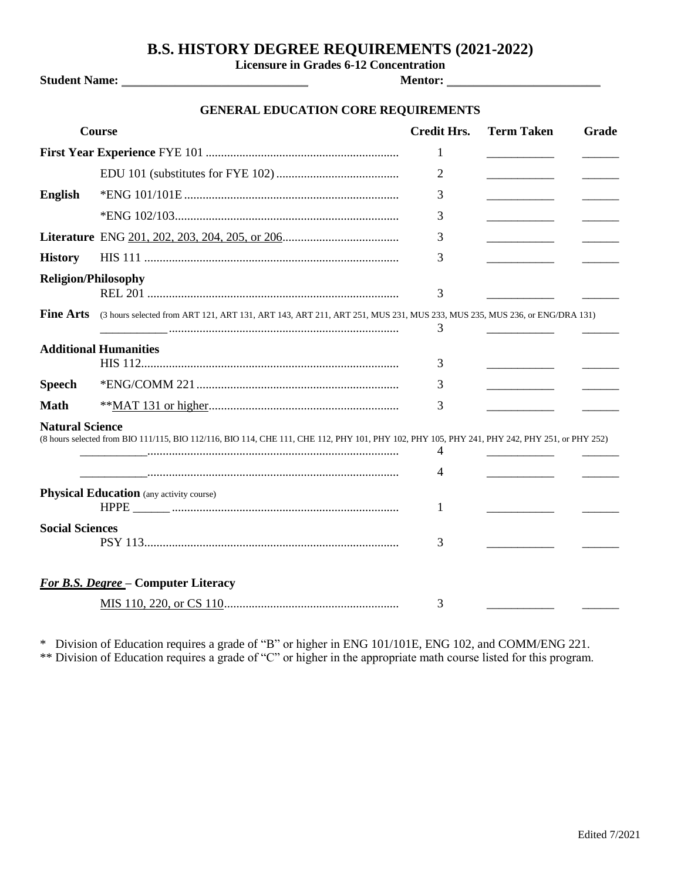# B.S. HISTORY DEGREE REQUIREMENTS (2021-2022)

**Licensure in Grades 6-12 Concentration**

**Student Name:** ____________________________ **Mentor:** ________________________

## GENERAL EDUCATION CORE REQUIREMENTS

| Course | | Credit Hrs. | Term Taken | Grade |
|---|---|---|---|---|
| **First Year Experience** | FYE 101 | 1 | ___________ | ______ |
| | EDU 101 (substitutes for FYE 102) | 2 | ___________ | ______ |
| **English** | *ENG 101/101E | 3 | ___________ | ______ |
| | *ENG 102/103 | 3 | ___________ | ______ |
| **Literature** | ENG 201, 202, 203, 204, 205, or 206 | 3 | ___________ | ______ |
| **History** | HIS 111 | 3 | ___________ | ______ |
| **Religion/Philosophy** | REL 201 | 3 | ___________ | ______ |
| **Fine Arts** | (3 hours selected from ART 121, ART 131, ART 143, ART 211, ART 251, MUS 231, MUS 233, MUS 235, MUS 236, or ENG/DRA 131) ___________ | 3 | ___________ | ______ |
| **Additional Humanities** | HIS 112 | 3 | ___________ | ______ |
| **Speech** | *ENG/COMM 221 | 3 | ___________ | ______ |
| **Math** | **MAT 131 or higher | 3 | ___________ | ______ |
| **Natural Science** | (8 hours selected from BIO 111/115, BIO 112/116, BIO 114, CHE 111, CHE 112, PHY 101, PHY 102, PHY 105, PHY 241, PHY 242, PHY 251, or PHY 252) ___________ | 4 | ___________ | ______ |
| | ___________ | 4 | ___________ | ______ |
| **Physical Education** (any activity course) | HPPE ______ | 1 | ___________ | ______ |
| **Social Sciences** | PSY 113 | 3 | ___________ | ______ |
| ***For B.S. Degree*** **– Computer Literacy** | MIS 110, 220, or CS 110 | 3 | ___________ | ______ |

\* Division of Education requires a grade of "B" or higher in ENG 101/101E, ENG 102, and COMM/ENG 221.

** Division of Education requires a grade of "C" or higher in the appropriate math course listed for this program.

Edited 7/2021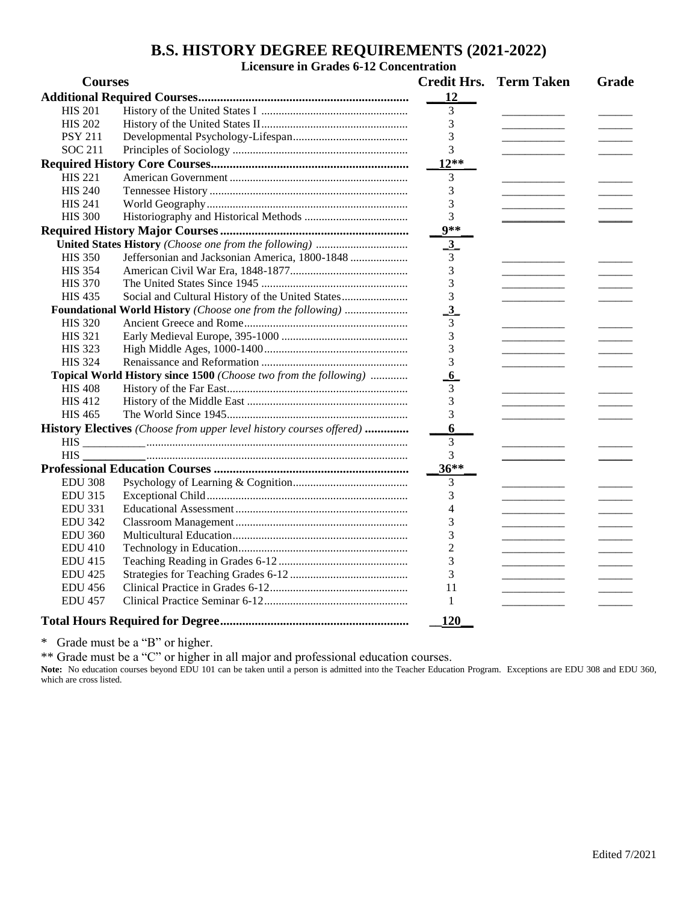# B.S. HISTORY DEGREE REQUIREMENTS (2021-2022)

**Licensure in Grades 6-12 Concentration**

| Courses | | Credit Hrs. | Term Taken | Grade |
|---|---|---|---|---|
| **Additional Required Courses** | | **12** | | |
| HIS 201 | History of the United States I | 3 | | |
| HIS 202 | History of the United States II | 3 | | |
| PSY 211 | Developmental Psychology-Lifespan | 3 | | |
| SOC 211 | Principles of Sociology | 3 | | |
| **Required History Core Courses** | | **12**** | | |
| HIS 221 | American Government | 3 | | |
| HIS 240 | Tennessee History | 3 | | |
| HIS 241 | World Geography | 3 | | |
| HIS 300 | Historiography and Historical Methods | 3 | | |
| **Required History Major Courses** | | **9**** | | |
| **United States History** *(Choose one from the following)* | | **3** | | |
| HIS 350 | Jeffersonian and Jacksonian America, 1800-1848 | 3 | | |
| HIS 354 | American Civil War Era, 1848-1877 | 3 | | |
| HIS 370 | The United States Since 1945 | 3 | | |
| HIS 435 | Social and Cultural History of the United States | 3 | | |
| **Foundational World History** *(Choose one from the following)* | | **3** | | |
| HIS 320 | Ancient Greece and Rome | 3 | | |
| HIS 321 | Early Medieval Europe, 395-1000 | 3 | | |
| HIS 323 | High Middle Ages, 1000-1400 | 3 | | |
| HIS 324 | Renaissance and Reformation | 3 | | |
| **Topical World History since 1500** *(Choose two from the following)* | | **6** | | |
| HIS 408 | History of the Far East | 3 | | |
| HIS 412 | History of the Middle East | 3 | | |
| HIS 465 | The World Since 1945 | 3 | | |
| **History Electives** *(Choose from upper level history courses offered)* | | **6** | | |
| HIS ________ | | 3 | | |
| HIS ________ | | 3 | | |
| **Professional Education Courses** | | **36**** | | |
| EDU 308 | Psychology of Learning & Cognition | 3 | | |
| EDU 315 | Exceptional Child | 3 | | |
| EDU 331 | Educational Assessment | 4 | | |
| EDU 342 | Classroom Management | 3 | | |
| EDU 360 | Multicultural Education | 3 | | |
| EDU 410 | Technology in Education | 2 | | |
| EDU 415 | Teaching Reading in Grades 6-12 | 3 | | |
| EDU 425 | Strategies for Teaching Grades 6-12 | 3 | | |
| EDU 456 | Clinical Practice in Grades 6-12 | 11 | | |
| EDU 457 | Clinical Practice Seminar 6-12 | 1 | | |
| **Total Hours Required for Degree** | | **120** | | |

\* Grade must be a "B" or higher.

** Grade must be a "C" or higher in all major and professional education courses.

**Note:** No education courses beyond EDU 101 can be taken until a person is admitted into the Teacher Education Program. Exceptions are EDU 308 and EDU 360, which are cross listed.

Edited 7/2021